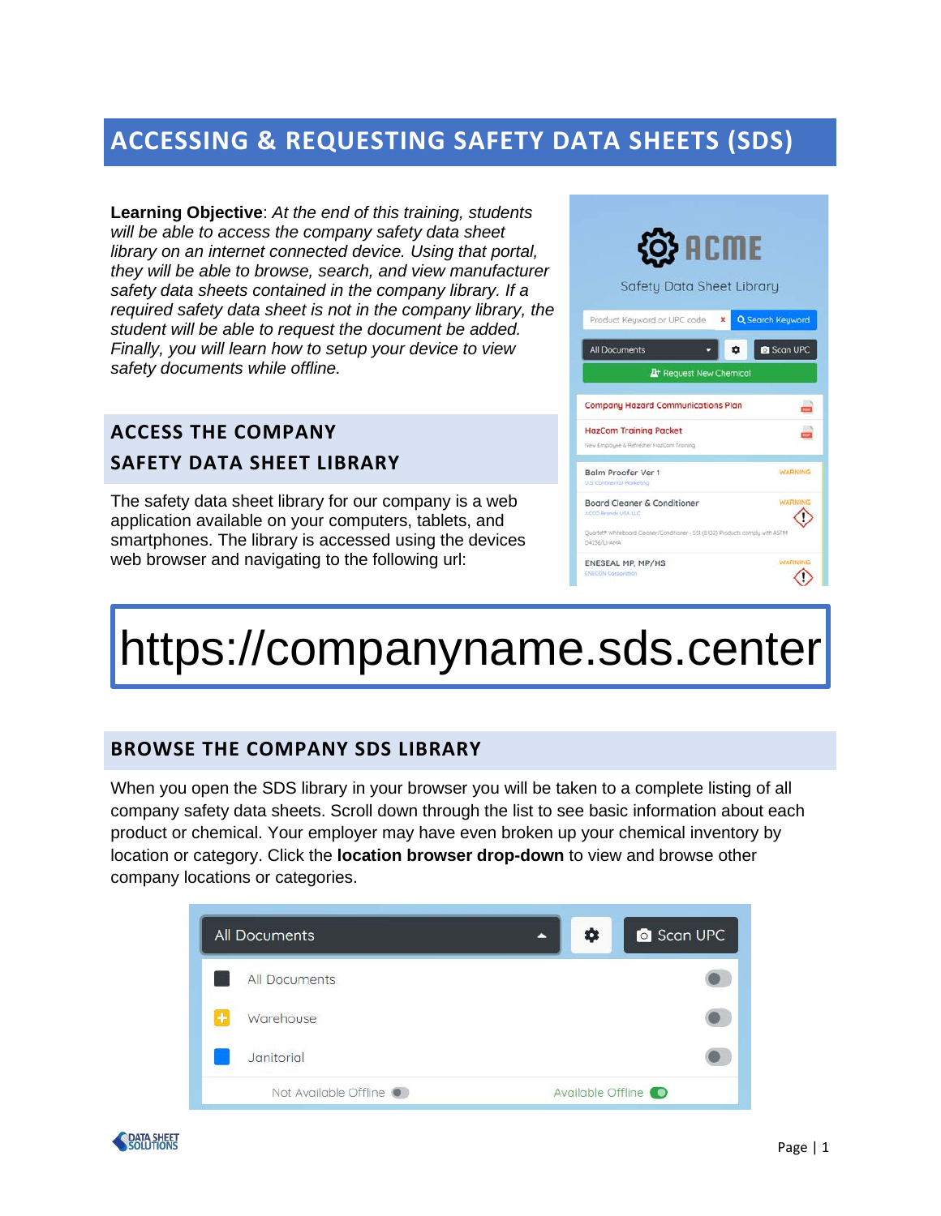# ACCESSING & REQUESTING SAFETY DATA SHEETS (SDS)

**Learning Objective**: *At the end of this training, students will be able to access the company safety data sheet library on an internet connected device. Using that portal, they will be able to browse, search, and view manufacturer safety data sheets contained in the company library. If a required safety data sheet is not in the company library, the student will be able to request the document be added. Finally, you will learn how to setup your device to view safety documents while offline.*

## ACCESS THE COMPANY SAFETY DATA SHEET LIBRARY

The safety data sheet library for our company is a web application available on your computers, tablets, and smartphones. The library is accessed using the devices web browser and navigating to the following url:

https://companyname.sds.center

## BROWSE THE COMPANY SDS LIBRARY

When you open the SDS library in your browser you will be taken to a complete listing of all company safety data sheets. Scroll down through the list to see basic information about each product or chemical. Your employer may have even broken up your chemical inventory by location or category. Click the **location browser drop-down** to view and browse other company locations or categories.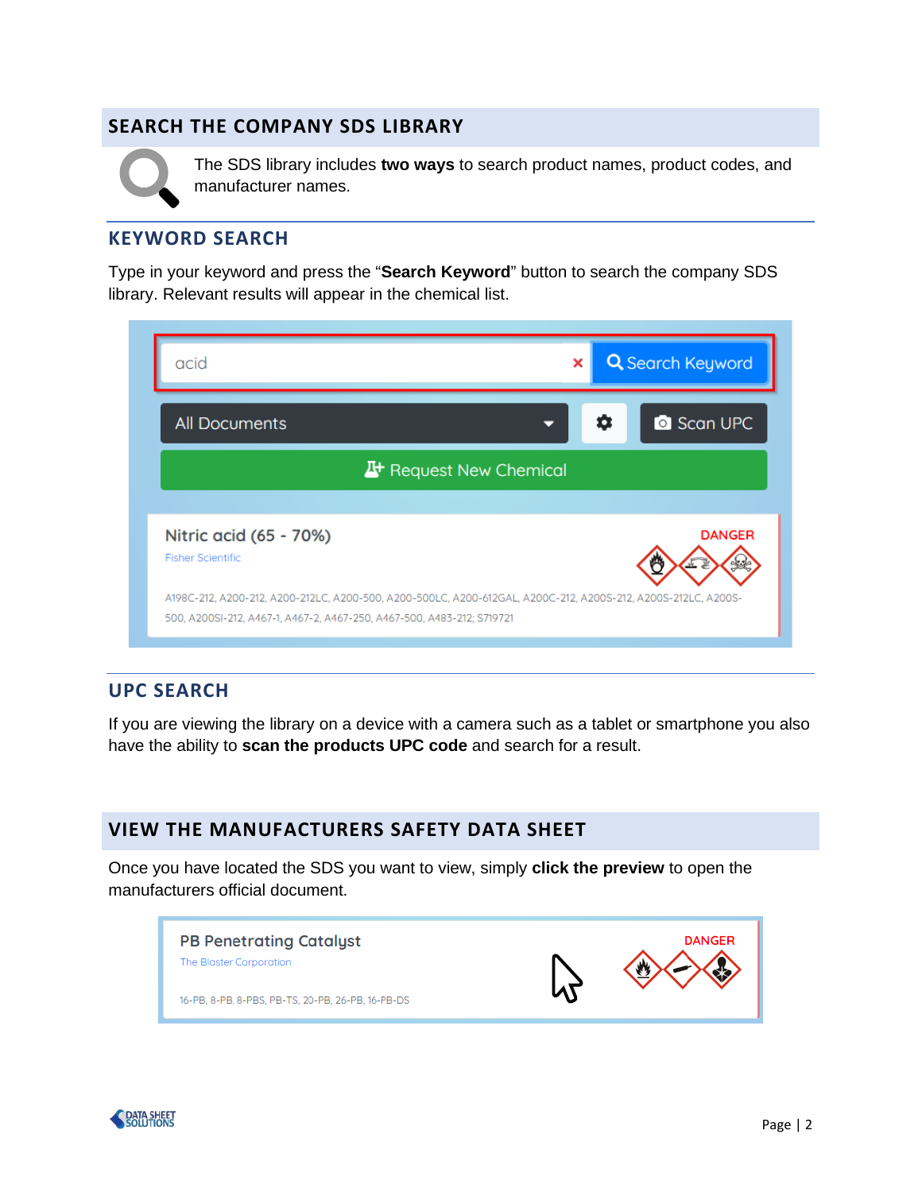## SEARCH THE COMPANY SDS LIBRARY

The SDS library includes **two ways** to search product names, product codes, and manufacturer names.

### KEYWORD SEARCH

Type in your keyword and press the "**Search Keyword**" button to search the company SDS library. Relevant results will appear in the chemical list.

### UPC SEARCH

If you are viewing the library on a device with a camera such as a tablet or smartphone you also have the ability to **scan the products UPC code** and search for a result.

## VIEW THE MANUFACTURERS SAFETY DATA SHEET

Once you have located the SDS you want to view, simply **click the preview** to open the manufacturers official document.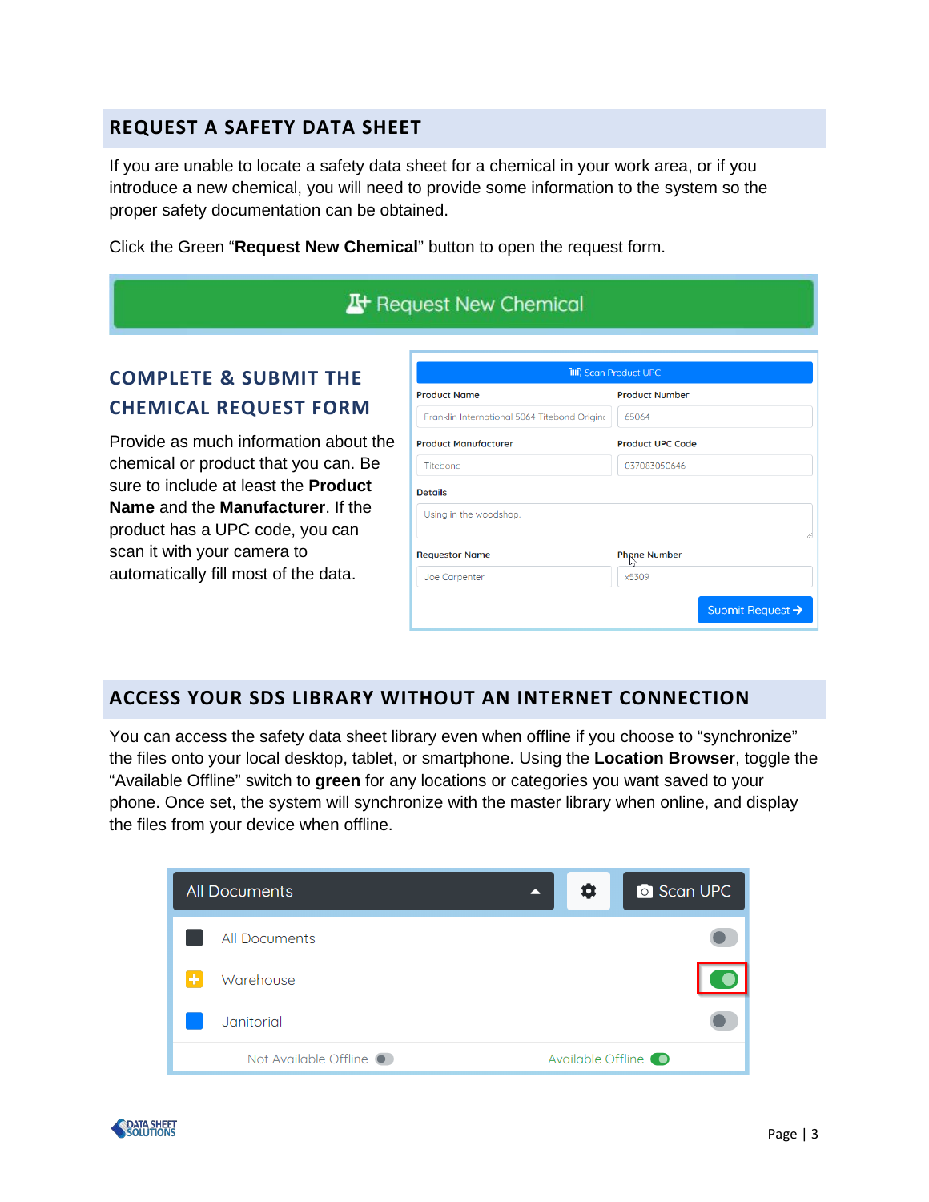## REQUEST A SAFETY DATA SHEET

If you are unable to locate a safety data sheet for a chemical in your work area, or if you introduce a new chemical, you will need to provide some information to the system so the proper safety documentation can be obtained.

Click the Green "**Request New Chemical**" button to open the request form.

### COMPLETE & SUBMIT THE CHEMICAL REQUEST FORM

Provide as much information about the chemical or product that you can. Be sure to include at least the **Product Name** and the **Manufacturer**. If the product has a UPC code, you can scan it with your camera to automatically fill most of the data.

## ACCESS YOUR SDS LIBRARY WITHOUT AN INTERNET CONNECTION

You can access the safety data sheet library even when offline if you choose to "synchronize" the files onto your local desktop, tablet, or smartphone. Using the **Location Browser**, toggle the "Available Offline" switch to **green** for any locations or categories you want saved to your phone. Once set, the system will synchronize with the master library when online, and display the files from your device when offline.